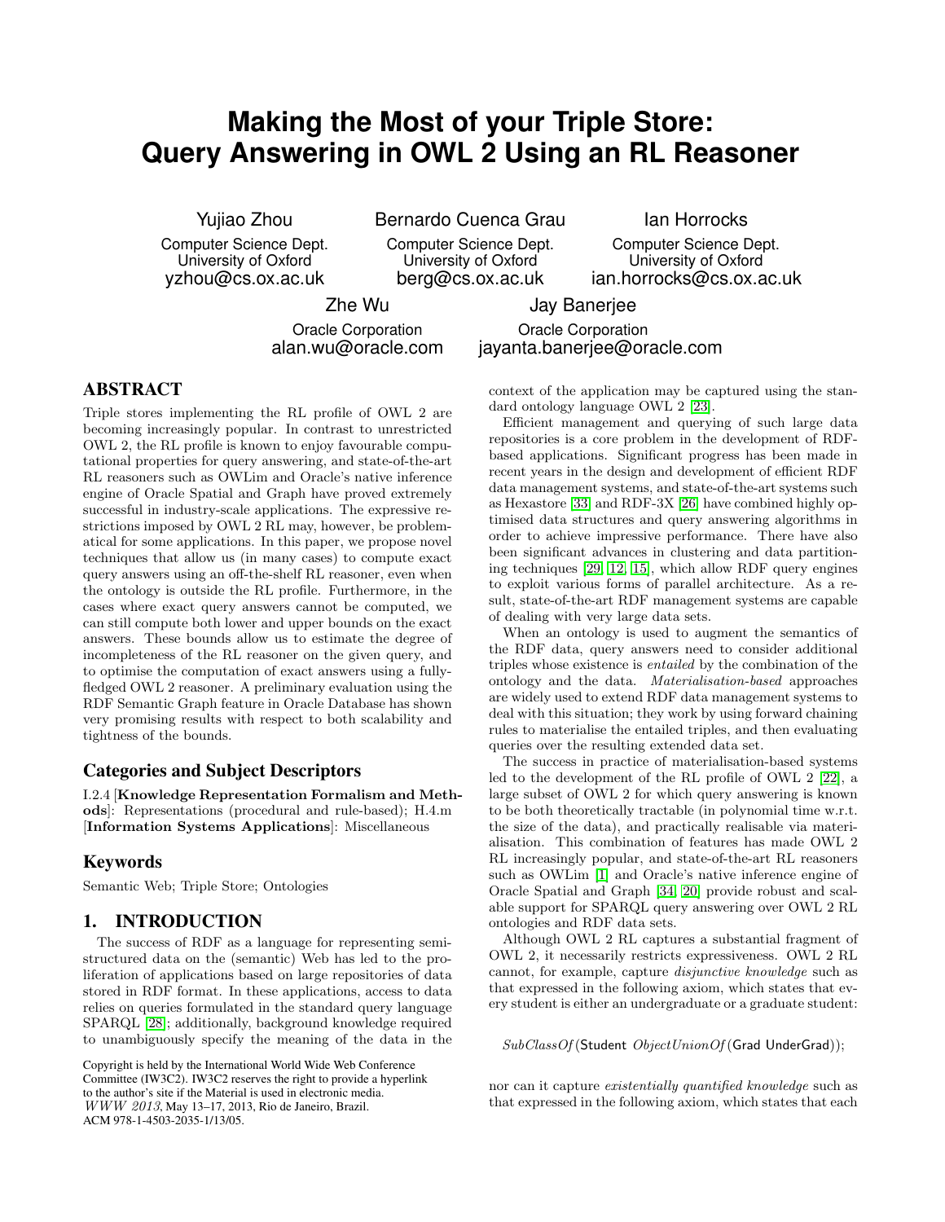# Making the Most of your Triple Store: Query Answering in OWL 2 Using an RL Reasoner

Yujiao Zhou
Computer Science Dept.
University of Oxford
yzhou@cs.ox.ac.uk

Bernardo Cuenca Grau
Computer Science Dept.
University of Oxford
berg@cs.ox.ac.uk

Ian Horrocks
Computer Science Dept.
University of Oxford
ian.horrocks@cs.ox.ac.uk

Zhe Wu
Oracle Corporation
alan.wu@oracle.com

Jay Banerjee
Oracle Corporation
jayanta.banerjee@oracle.com

## ABSTRACT

Triple stores implementing the RL profile of OWL 2 are becoming increasingly popular. In contrast to unrestricted OWL 2, the RL profile is known to enjoy favourable computational properties for query answering, and state-of-the-art RL reasoners such as OWLim and Oracle's native inference engine of Oracle Spatial and Graph have proved extremely successful in industry-scale applications. The expressive restrictions imposed by OWL 2 RL may, however, be problematical for some applications. In this paper, we propose novel techniques that allow us (in many cases) to compute exact query answers using an off-the-shelf RL reasoner, even when the ontology is outside the RL profile. Furthermore, in the cases where exact query answers cannot be computed, we can still compute both lower and upper bounds on the exact answers. These bounds allow us to estimate the degree of incompleteness of the RL reasoner on the given query, and to optimise the computation of exact answers using a fully-fledged OWL 2 reasoner. A preliminary evaluation using the RDF Semantic Graph feature in Oracle Database has shown very promising results with respect to both scalability and tightness of the bounds.

### Categories and Subject Descriptors

I.2.4 [**Knowledge Representation Formalism and Methods**]: Representations (procedural and rule-based); H.4.m [**Information Systems Applications**]: Miscellaneous

### Keywords

Semantic Web; Triple Store; Ontologies

## 1. INTRODUCTION

The success of RDF as a language for representing semi-structured data on the (semantic) Web has led to the proliferation of applications based on large repositories of data stored in RDF format. In these applications, access to data relies on queries formulated in the standard query language SPARQL [28]; additionally, background knowledge required to unambiguously specify the meaning of the data in the context of the application may be captured using the standard ontology language OWL 2 [23].

Efficient management and querying of such large data repositories is a core problem in the development of RDF-based applications. Significant progress has been made in recent years in the design and development of efficient RDF data management systems, and state-of-the-art systems such as Hexastore [33] and RDF-3X [26] have combined highly optimised data structures and query answering algorithms in order to achieve impressive performance. There have also been significant advances in clustering and data partitioning techniques [29, 12, 15], which allow RDF query engines to exploit various forms of parallel architecture. As a result, state-of-the-art RDF management systems are capable of dealing with very large data sets.

When an ontology is used to augment the semantics of the RDF data, query answers need to consider additional triples whose existence is *entailed* by the combination of the ontology and the data. *Materialisation-based* approaches are widely used to extend RDF data management systems to deal with this situation; they work by using forward chaining rules to materialise the entailed triples, and then evaluating queries over the resulting extended data set.

The success in practice of materialisation-based systems led to the development of the RL profile of OWL 2 [22], a large subset of OWL 2 for which query answering is known to be both theoretically tractable (in polynomial time w.r.t. the size of the data), and practically realisable via materialisation. This combination of features has made OWL 2 RL increasingly popular, and state-of-the-art RL reasoners such as OWLim [1] and Oracle's native inference engine of Oracle Spatial and Graph [34, 20] provide robust and scalable support for SPARQL query answering over OWL 2 RL ontologies and RDF data sets.

Although OWL 2 RL captures a substantial fragment of OWL 2, it necessarily restricts expressiveness. OWL 2 RL cannot, for example, capture *disjunctive knowledge* such as that expressed in the following axiom, which states that every student is either an undergraduate or a graduate student:

$$SubClassOf(\mathsf{Student}\ ObjectUnionOf(\mathsf{Grad}\ \mathsf{UnderGrad}));$$

nor can it capture *existentially quantified knowledge* such as that expressed in the following axiom, which states that each

Copyright is held by the International World Wide Web Conference Committee (IW3C2). IW3C2 reserves the right to provide a hyperlink to the author's site if the Material is used in electronic media.
*WWW 2013*, May 13–17, 2013, Rio de Janeiro, Brazil.
ACM 978-1-4503-2035-1/13/05.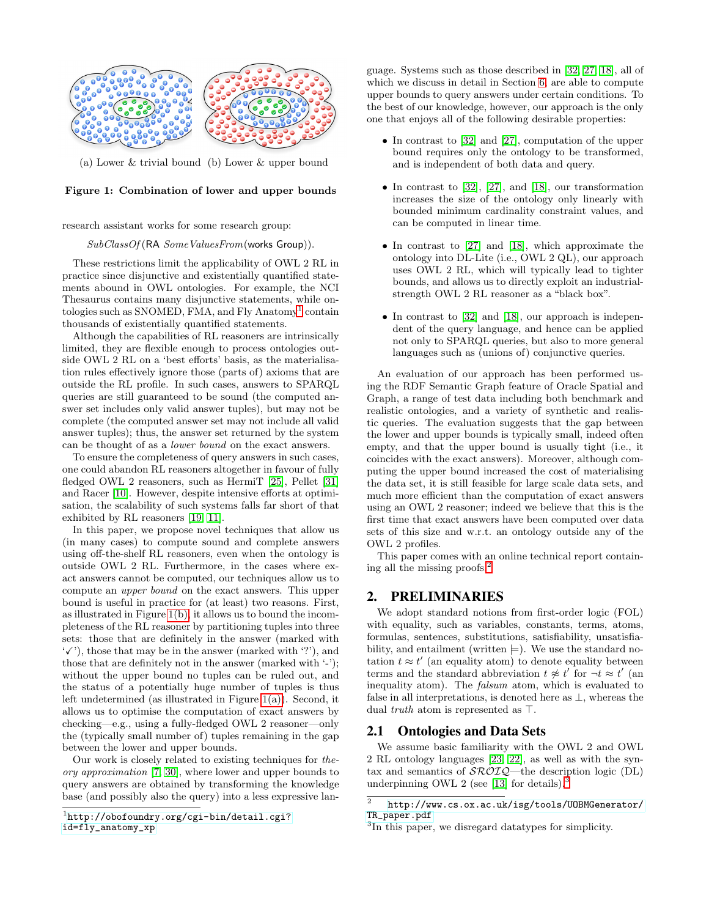(a) Lower & trivial bound (b) Lower & upper bound

**Figure 1: Combination of lower and upper bounds**

research assistant works for some research group:

*SubClassOf*(RA *SomeValuesFrom*(works Group)).

These restrictions limit the applicability of OWL 2 RL in practice since disjunctive and existentially quantified statements abound in OWL ontologies. For example, the NCI Thesaurus contains many disjunctive statements, while ontologies such as SNOMED, FMA, and Fly Anatomy[1] contain thousands of existentially quantified statements.

Although the capabilities of RL reasoners are intrinsically limited, they are flexible enough to process ontologies outside OWL 2 RL on a 'best efforts' basis, as the materialisation rules effectively ignore those (parts of) axioms that are outside the RL profile. In such cases, answers to SPARQL queries are still guaranteed to be sound (the computed answer set includes only valid answer tuples), but may not be complete (the computed answer set may not include all valid answer tuples); thus, the answer set returned by the system can be thought of as a *lower bound* on the exact answers.

To ensure the completeness of query answers in such cases, one could abandon RL reasoners altogether in favour of fully fledged OWL 2 reasoners, such as HermiT [25], Pellet [31] and Racer [10]. However, despite intensive efforts at optimisation, the scalability of such systems falls far short of that exhibited by RL reasoners [19, 11].

In this paper, we propose novel techniques that allow us (in many cases) to compute sound and complete answers using off-the-shelf RL reasoners, even when the ontology is outside OWL 2 RL. Furthermore, in the cases where exact answers cannot be computed, our techniques allow us to compute an *upper bound* on the exact answers. This upper bound is useful in practice for (at least) two reasons. First, as illustrated in Figure 1(b), it allows us to bound the incompleteness of the RL reasoner by partitioning tuples into three sets: those that are definitely in the answer (marked with '✓'), those that may be in the answer (marked with '?'), and those that are definitely not in the answer (marked with '-'); without the upper bound no tuples can be ruled out, and the status of a potentially huge number of tuples is thus left undetermined (as illustrated in Figure 1(a)). Second, it allows us to optimise the computation of exact answers by checking—e.g., using a fully-fledged OWL 2 reasoner—only the (typically small number of) tuples remaining in the gap between the lower and upper bounds.

Our work is closely related to existing techniques for *theory approximation* [7, 30], where lower and upper bounds to query answers are obtained by transforming the knowledge base (and possibly also the query) into a less expressive language. Systems such as those described in [32, 27, 18], all of which we discuss in detail in Section 6, are able to compute upper bounds to query answers under certain conditions. To the best of our knowledge, however, our approach is the only one that enjoys all of the following desirable properties:

- In contrast to [32] and [27], computation of the upper bound requires only the ontology to be transformed, and is independent of both data and query.
- In contrast to [32], [27], and [18], our transformation increases the size of the ontology only linearly with bounded minimum cardinality constraint values, and can be computed in linear time.
- In contrast to [27] and [18], which approximate the ontology into DL-Lite (i.e., OWL 2 QL), our approach uses OWL 2 RL, which will typically lead to tighter bounds, and allows us to directly exploit an industrial-strength OWL 2 RL reasoner as a "black box".
- In contrast to [32] and [18], our approach is independent of the query language, and hence can be applied not only to SPARQL queries, but also to more general languages such as (unions of) conjunctive queries.

An evaluation of our approach has been performed using the RDF Semantic Graph feature of Oracle Spatial and Graph, a range of test data including both benchmark and realistic ontologies, and a variety of synthetic and realistic queries. The evaluation suggests that the gap between the lower and upper bounds is typically small, indeed often empty, and that the upper bound is usually tight (i.e., it coincides with the exact answers). Moreover, although computing the upper bound increased the cost of materialising the data set, it is still feasible for large scale data sets, and much more efficient than the computation of exact answers using an OWL 2 reasoner; indeed we believe that this is the first time that exact answers have been computed over data sets of this size and w.r.t. an ontology outside any of the OWL 2 profiles.

This paper comes with an online technical report containing all the missing proofs.[2]

## 2. PRELIMINARIES

We adopt standard notions from first-order logic (FOL) with equality, such as variables, constants, terms, atoms, formulas, sentences, substitutions, satisfiability, unsatisfiability, and entailment (written $\models$). We use the standard notation $t \approx t'$ (an equality atom) to denote equality between terms and the standard abbreviation $t \not\approx t'$ for $\neg t \approx t'$ (an inequality atom). The *falsum* atom, which is evaluated to false in all interpretations, is denoted here as $\bot$, whereas the dual *truth* atom is represented as $\top$.

### 2.1 Ontologies and Data Sets

We assume basic familiarity with the OWL 2 and OWL 2 RL ontology languages [23, 22], as well as with the syntax and semantics of $\mathcal{SROIQ}$—the description logic (DL) underpinning OWL 2 (see [13] for details).[3]

[1] http://obofoundry.org/cgi-bin/detail.cgi?id=fly_anatomy_xp

[2] http://www.cs.ox.ac.uk/isg/tools/UOBMGenerator/TR_paper.pdf

[3] In this paper, we disregard datatypes for simplicity.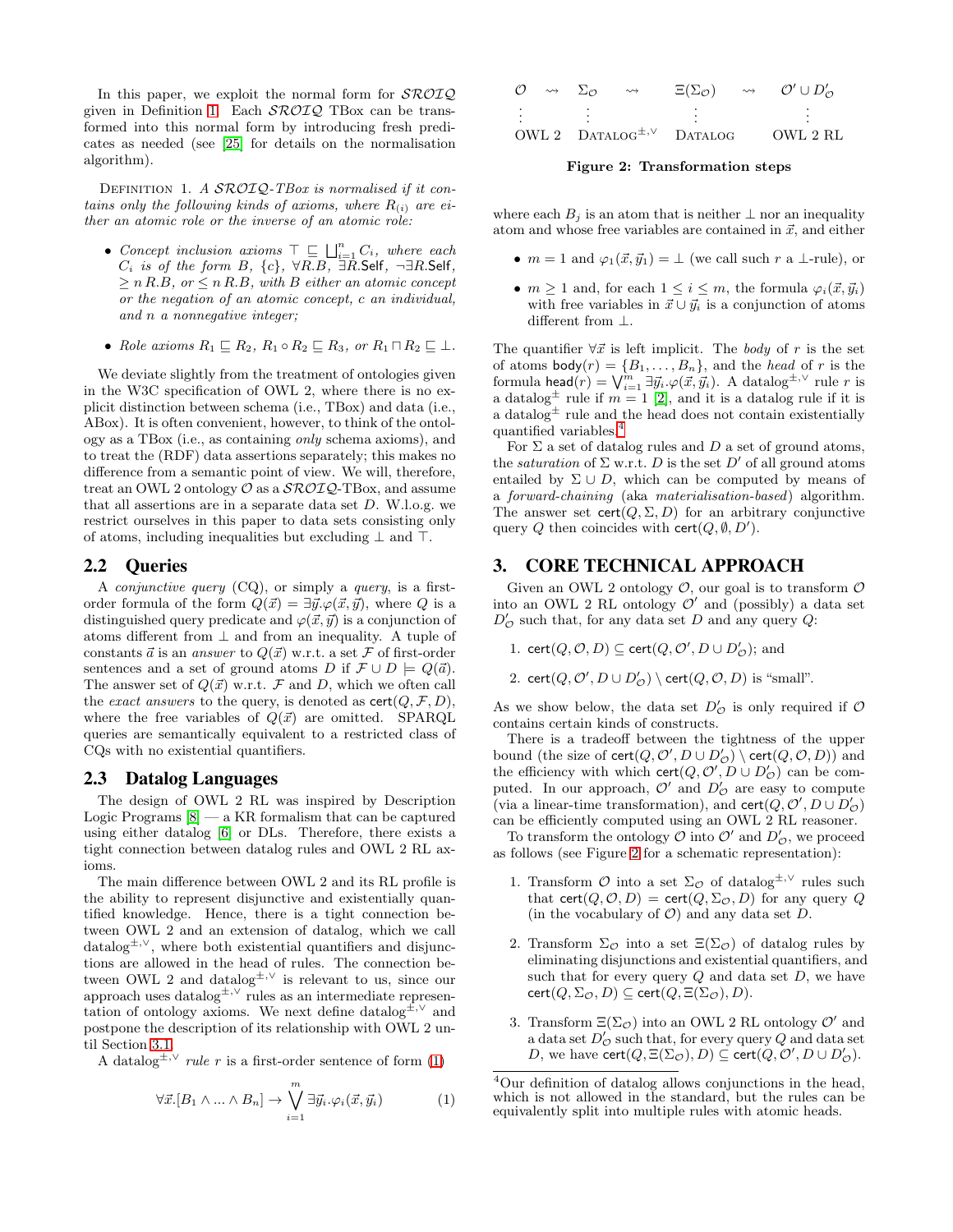In this paper, we exploit the normal form for $\mathcal{SROIQ}$ given in Definition 1. Each $\mathcal{SROIQ}$ TBox can be transformed into this normal form by introducing fresh predicates as needed (see [25] for details on the normalisation algorithm).

Definition 1. *A $\mathcal{SROIQ}$-TBox is normalised if it contains only the following kinds of axioms, where $R_{(i)}$ are either an atomic role or the inverse of an atomic role:*

- *Concept inclusion axioms $\top \sqsubseteq \bigsqcup_{i=1}^{n} C_i$, where each $C_i$ is of the form $B$, $\{c\}$, $\forall R.B$, $\exists R.\mathsf{Self}$, $\neg\exists R.\mathsf{Self}$, $\geq n\, R.B$, or $\leq n\, R.B$, with $B$ either an atomic concept or the negation of an atomic concept, $c$ an individual, and $n$ a nonnegative integer;*
- *Role axioms $R_1 \sqsubseteq R_2$, $R_1 \circ R_2 \sqsubseteq R_3$, or $R_1 \sqcap R_2 \sqsubseteq \bot$.*

We deviate slightly from the treatment of ontologies given in the W3C specification of OWL 2, where there is no explicit distinction between schema (i.e., TBox) and data (i.e., ABox). It is often convenient, however, to think of the ontology as a TBox (i.e., as containing *only* schema axioms), and to treat the (RDF) data assertions separately; this makes no difference from a semantic point of view. We will, therefore, treat an OWL 2 ontology $\mathcal{O}$ as a $\mathcal{SROIQ}$-TBox, and assume that all assertions are in a separate data set $D$. W.l.o.g. we restrict ourselves in this paper to data sets consisting only of atoms, including inequalities but excluding $\bot$ and $\top$.

## 2.2 Queries

A *conjunctive query* (CQ), or simply a *query*, is a first-order formula of the form $Q(\vec{x}) = \exists\vec{y}.\varphi(\vec{x},\vec{y})$, where $Q$ is a distinguished query predicate and $\varphi(\vec{x},\vec{y})$ is a conjunction of atoms different from $\bot$ and from an inequality. A tuple of constants $\vec{a}$ is an *answer* to $Q(\vec{x})$ w.r.t. a set $\mathcal{F}$ of first-order sentences and a set of ground atoms $D$ if $\mathcal{F} \cup D \models Q(\vec{a})$. The answer set of $Q(\vec{x})$ w.r.t. $\mathcal{F}$ and $D$, which we often call the *exact answers* to the query, is denoted as $\mathsf{cert}(Q,\mathcal{F},D)$, where the free variables of $Q(\vec{x})$ are omitted. SPARQL queries are semantically equivalent to a restricted class of CQs with no existential quantifiers.

## 2.3 Datalog Languages

The design of OWL 2 RL was inspired by Description Logic Programs [8] — a KR formalism that can be captured using either datalog [6] or DLs. Therefore, there exists a tight connection between datalog rules and OWL 2 RL axioms.

The main difference between OWL 2 and its RL profile is the ability to represent disjunctive and existentially quantified knowledge. Hence, there is a tight connection between OWL 2 and an extension of datalog, which we call datalog$^{\pm,\vee}$, where both existential quantifiers and disjunctions are allowed in the head of rules. The connection between OWL 2 and datalog$^{\pm,\vee}$ is relevant to us, since our approach uses datalog$^{\pm,\vee}$ rules as an intermediate representation of ontology axioms. We next define datalog$^{\pm,\vee}$ and postpone the description of its relationship with OWL 2 until Section 3.1.

A datalog$^{\pm,\vee}$ *rule* $r$ is a first-order sentence of form (1)

$$\forall\vec{x}.[B_1 \wedge ... \wedge B_n] \rightarrow \bigvee_{i=1}^{m} \exists\vec{y}_i.\varphi_i(\vec{x},\vec{y}_i) \tag{1}$$

where each $B_j$ is an atom that is neither $\bot$ nor an inequality atom and whose free variables are contained in $\vec{x}$, and either

- $m = 1$ and $\varphi_1(\vec{x},\vec{y}_1) = \bot$ (we call such $r$ a $\bot$-rule), or
- $m \geq 1$ and, for each $1 \leq i \leq m$, the formula $\varphi_i(\vec{x},\vec{y}_i)$ with free variables in $\vec{x} \cup \vec{y}_i$ is a conjunction of atoms different from $\bot$.

The quantifier $\forall\vec{x}$ is left implicit. The *body* of $r$ is the set of atoms $\mathsf{body}(r) = \{B_1,\ldots,B_n\}$, and the *head* of $r$ is the formula $\mathsf{head}(r) = \bigvee_{i=1}^{m} \exists\vec{y}_i.\varphi(\vec{x},\vec{y}_i)$. A datalog$^{\pm,\vee}$ rule $r$ is a datalog$^{\pm}$ rule if $m = 1$ [2], and it is a datalog rule if it is a datalog$^{\pm}$ rule and the head does not contain existentially quantified variables.[4]

For $\Sigma$ a set of datalog rules and $D$ a set of ground atoms, the *saturation* of $\Sigma$ w.r.t. $D$ is the set $D'$ of all ground atoms entailed by $\Sigma \cup D$, which can be computed by means of a *forward-chaining* (aka *materialisation-based*) algorithm. The answer set $\mathsf{cert}(Q,\Sigma,D)$ for an arbitrary conjunctive query $Q$ then coincides with $\mathsf{cert}(Q,\emptyset,D')$.

# 3. CORE TECHNICAL APPROACH

| $\mathcal{O}$ | $\rightsquigarrow$ | $\Sigma_{\mathcal{O}}$ | $\rightsquigarrow$ | $\Xi(\Sigma_{\mathcal{O}})$ | $\rightsquigarrow$ | $\mathcal{O}' \cup D'_{\mathcal{O}}$ |
|---|---|---|---|---|---|---|
| $\vdots$ | | $\vdots$ | | $\vdots$ | | $\vdots$ |
| OWL 2 | | Datalog$^{\pm,\vee}$ | | Datalog | | OWL 2 RL |

**Figure 2: Transformation steps**

Given an OWL 2 ontology $\mathcal{O}$, our goal is to transform $\mathcal{O}$ into an OWL 2 RL ontology $\mathcal{O}'$ and (possibly) a data set $D'_{\mathcal{O}}$ such that, for any data set $D$ and any query $Q$:

1. $\mathsf{cert}(Q,\mathcal{O},D) \subseteq \mathsf{cert}(Q,\mathcal{O}',D \cup D'_{\mathcal{O}})$; and
2. $\mathsf{cert}(Q,\mathcal{O}',D \cup D'_{\mathcal{O}}) \setminus \mathsf{cert}(Q,\mathcal{O},D)$ is "small".

As we show below, the data set $D'_{\mathcal{O}}$ is only required if $\mathcal{O}$ contains certain kinds of constructs.

There is a tradeoff between the tightness of the upper bound (the size of $\mathsf{cert}(Q,\mathcal{O}',D \cup D'_{\mathcal{O}}) \setminus \mathsf{cert}(Q,\mathcal{O},D)$) and the efficiency with which $\mathsf{cert}(Q,\mathcal{O}',D \cup D'_{\mathcal{O}})$ can be computed. In our approach, $\mathcal{O}'$ and $D'_{\mathcal{O}}$ are easy to compute (via a linear-time transformation), and $\mathsf{cert}(Q,\mathcal{O}',D \cup D'_{\mathcal{O}})$ can be efficiently computed using an OWL 2 RL reasoner.

To transform the ontology $\mathcal{O}$ into $\mathcal{O}'$ and $D'_{\mathcal{O}}$, we proceed as follows (see Figure 2 for a schematic representation):

1. Transform $\mathcal{O}$ into a set $\Sigma_{\mathcal{O}}$ of datalog$^{\pm,\vee}$ rules such that $\mathsf{cert}(Q,\mathcal{O},D) = \mathsf{cert}(Q,\Sigma_{\mathcal{O}},D)$ for any query $Q$ (in the vocabulary of $\mathcal{O}$) and any data set $D$.
2. Transform $\Sigma_{\mathcal{O}}$ into a set $\Xi(\Sigma_{\mathcal{O}})$ of datalog rules by eliminating disjunctions and existential quantifiers, and such that for every query $Q$ and data set $D$, we have $\mathsf{cert}(Q,\Sigma_{\mathcal{O}},D) \subseteq \mathsf{cert}(Q,\Xi(\Sigma_{\mathcal{O}}),D)$.
3. Transform $\Xi(\Sigma_{\mathcal{O}})$ into an OWL 2 RL ontology $\mathcal{O}'$ and a data set $D'_{\mathcal{O}}$ such that, for every query $Q$ and data set $D$, we have $\mathsf{cert}(Q,\Xi(\Sigma_{\mathcal{O}}),D) \subseteq \mathsf{cert}(Q,\mathcal{O}',D \cup D'_{\mathcal{O}})$.

[4] Our definition of datalog allows conjunctions in the head, which is not allowed in the standard, but the rules can be equivalently split into multiple rules with atomic heads.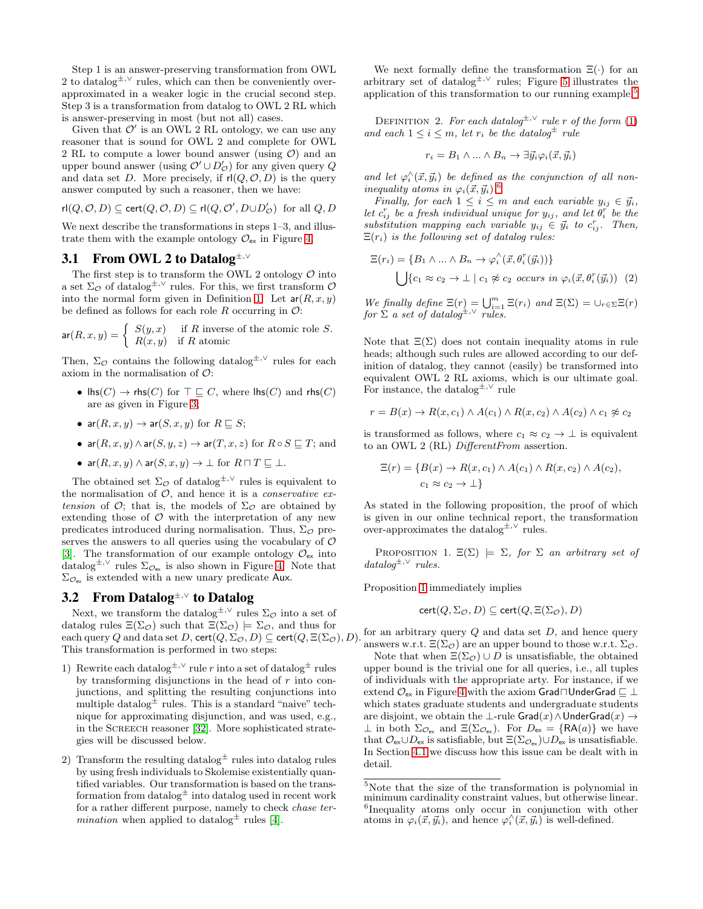Step 1 is an answer-preserving transformation from OWL 2 to datalog$^{\pm,\vee}$ rules, which can then be conveniently over-approximated in a weaker logic in the crucial second step. Step 3 is a transformation from datalog to OWL 2 RL which is answer-preserving in most (but not all) cases.

Given that $\mathcal{O}'$ is an OWL 2 RL ontology, we can use any reasoner that is sound for OWL 2 and complete for OWL 2 RL to compute a lower bound answer (using $\mathcal{O}$) and an upper bound answer (using $\mathcal{O}' \cup D'_{\mathcal{O}}$) for any given query $Q$ and data set $D$. More precisely, if $\mathsf{rl}(Q, \mathcal{O}, D)$ is the query answer computed by such a reasoner, then we have:

$$\mathsf{rl}(Q, \mathcal{O}, D) \subseteq \mathsf{cert}(Q, \mathcal{O}, D) \subseteq \mathsf{rl}(Q, \mathcal{O}', D \cup D'_{\mathcal{O}}) \text{ for all } Q, D$$

We next describe the transformations in steps 1–3, and illustrate them with the example ontology $\mathcal{O}_{\mathsf{ex}}$ in Figure 4.

### 3.1 From OWL 2 to Datalog$^{\pm,\vee}$

The first step is to transform the OWL 2 ontology $\mathcal{O}$ into a set $\Sigma_{\mathcal{O}}$ of datalog$^{\pm,\vee}$ rules. For this, we first transform $\mathcal{O}$ into the normal form given in Definition 1. Let $\mathsf{ar}(R, x, y)$ be defined as follows for each role $R$ occurring in $\mathcal{O}$:

$$\mathsf{ar}(R, x, y) = \begin{cases} S(y, x) & \text{if } R \text{ inverse of the atomic role } S. \\ R(x, y) & \text{if } R \text{ atomic} \end{cases}$$

Then, $\Sigma_{\mathcal{O}}$ contains the following datalog$^{\pm,\vee}$ rules for each axiom in the normalisation of $\mathcal{O}$:

- $\mathsf{lhs}(C) \to \mathsf{rhs}(C)$ for $\top \sqsubseteq C$, where $\mathsf{lhs}(C)$ and $\mathsf{rhs}(C)$ are as given in Figure 3;
- $\mathsf{ar}(R, x, y) \to \mathsf{ar}(S, x, y)$ for $R \sqsubseteq S$;
- $\mathsf{ar}(R, x, y) \wedge \mathsf{ar}(S, y, z) \to \mathsf{ar}(T, x, z)$ for $R \circ S \sqsubseteq T$; and
- $\mathsf{ar}(R, x, y) \wedge \mathsf{ar}(S, x, y) \to \bot$ for $R \sqcap T \sqsubseteq \bot$.

The obtained set $\Sigma_{\mathcal{O}}$ of datalog$^{\pm,\vee}$ rules is equivalent to the normalisation of $\mathcal{O}$, and hence it is a *conservative extension* of $\mathcal{O}$; that is, the models of $\Sigma_{\mathcal{O}}$ are obtained by extending those of $\mathcal{O}$ with the interpretation of any new predicates introduced during normalisation. Thus, $\Sigma_{\mathcal{O}}$ preserves the answers to all queries using the vocabulary of $\mathcal{O}$ [3]. The transformation of our example ontology $\mathcal{O}_{\mathsf{ex}}$ into datalog$^{\pm,\vee}$ rules $\Sigma_{\mathcal{O}_{\mathsf{ex}}}$ is also shown in Figure 4. Note that $\Sigma_{\mathcal{O}_{\mathsf{ex}}}$ is extended with a new unary predicate $\mathsf{Aux}$.

### 3.2 From Datalog$^{\pm,\vee}$ to Datalog

Next, we transform the datalog$^{\pm,\vee}$ rules $\Sigma_{\mathcal{O}}$ into a set of datalog rules $\Xi(\Sigma_{\mathcal{O}})$ such that $\Xi(\Sigma_{\mathcal{O}}) \models \Sigma_{\mathcal{O}}$, and thus for each query $Q$ and data set $D$, $\mathsf{cert}(Q, \Sigma_{\mathcal{O}}, D) \subseteq \mathsf{cert}(Q, \Xi(\Sigma_{\mathcal{O}}), D)$. This transformation is performed in two steps:

1) Rewrite each datalog$^{\pm,\vee}$ rule $r$ into a set of datalog$^{\pm}$ rules by transforming disjunctions in the head of $r$ into conjunctions, and splitting the resulting conjunctions into multiple datalog$^{\pm}$ rules. This is a standard "naive" technique for approximating disjunction, and was used, e.g., in the SCREECH reasoner [32]. More sophisticated strategies will be discussed below.

2) Transform the resulting datalog$^{\pm}$ rules into datalog rules by using fresh individuals to Skolemise existentially quantified variables. Our transformation is based on the transformation from datalog$^{\pm}$ into datalog used in recent work for a rather different purpose, namely to check *chase termination* when applied to datalog$^{\pm}$ rules [4].

We next formally define the transformation $\Xi(\cdot)$ for an arbitrary set of datalog$^{\pm,\vee}$ rules; Figure 5 illustrates the application of this transformation to our running example.[5]

DEFINITION 2. *For each datalog$^{\pm,\vee}$ rule $r$ of the form (1) and each $1 \leq i \leq m$, let $r_i$ be the datalog$^{\pm}$ rule*

$$r_i = B_1 \wedge \ldots \wedge B_n \to \exists \vec{y}_i \varphi_i(\vec{x}, \vec{y}_i)$$

*and let $\varphi_i^{\wedge}(\vec{x}, \vec{y}_i)$ be defined as the conjunction of all non-inequality atoms in $\varphi_i(\vec{x}, \vec{y}_i)$.*[6]

*Finally, for each $1 \leq i \leq m$ and each variable $y_{ij} \in \vec{y}_i$, let $c_{ij}^r$ be a fresh individual unique for $y_{ij}$, and let $\theta_i^r$ be the substitution mapping each variable $y_{ij} \in \vec{y}_i$ to $c_{ij}^r$. Then, $\Xi(r_i)$ is the following set of datalog rules:*

$$\Xi(r_i) = \{B_1 \wedge \ldots \wedge B_n \to \varphi_i^{\wedge}(\vec{x}, \theta_i^r(\vec{y}_i))\} \\ \bigcup \{c_1 \approx c_2 \to \bot \mid c_1 \not\approx c_2 \text{ occurs in } \varphi_i(\vec{x}, \theta_i^r(\vec{y}_i))\} \quad (2)$$

*We finally define $\Xi(r) = \bigcup_{i=1}^{m} \Xi(r_i)$ and $\Xi(\Sigma) = \cup_{r \in \Sigma} \Xi(r)$ for $\Sigma$ a set of datalog$^{\pm,\vee}$ rules.*

Note that $\Xi(\Sigma)$ does not contain inequality atoms in rule heads; although such rules are allowed according to our definition of datalog, they cannot (easily) be transformed into equivalent OWL 2 RL axioms, which is our ultimate goal. For instance, the datalog$^{\pm,\vee}$ rule

$$r = B(x) \to R(x, c_1) \wedge A(c_1) \wedge R(x, c_2) \wedge A(c_2) \wedge c_1 \not\approx c_2$$

is transformed as follows, where $c_1 \approx c_2 \to \bot$ is equivalent to an OWL 2 (RL) *DifferentFrom* assertion.

$$\Xi(r) = \{B(x) \to R(x, c_1) \wedge A(c_1) \wedge R(x, c_2) \wedge A(c_2), \\ c_1 \approx c_2 \to \bot\}$$

As stated in the following proposition, the proof of which is given in our online technical report, the transformation over-approximates the datalog$^{\pm,\vee}$ rules.

PROPOSITION 1. *$\Xi(\Sigma) \models \Sigma$, for $\Sigma$ an arbitrary set of datalog$^{\pm,\vee}$ rules.*

Proposition 1 immediately implies

$$\mathsf{cert}(Q, \Sigma_{\mathcal{O}}, D) \subseteq \mathsf{cert}(Q, \Xi(\Sigma_{\mathcal{O}}), D)$$

for an arbitrary query $Q$ and data set $D$, and hence query answers w.r.t. $\Xi(\Sigma_{\mathcal{O}})$ are an upper bound to those w.r.t. $\Sigma_{\mathcal{O}}$.

Note that when $\Xi(\Sigma_{\mathcal{O}}) \cup D$ is unsatisfiable, the obtained upper bound is the trivial one for all queries, i.e., all tuples of individuals with the appropriate arty. For instance, if we extend $\mathcal{O}_{\mathsf{ex}}$ in Figure 4 with the axiom $\mathsf{Grad} \sqcap \mathsf{UnderGrad} \sqsubseteq \bot$ which states graduate students and undergraduate students are disjoint, we obtain the $\bot$-rule $\mathsf{Grad}(x) \wedge \mathsf{UnderGrad}(x) \to \bot$ in both $\Sigma_{\mathcal{O}_{\mathsf{ex}}}$ and $\Xi(\Sigma_{\mathcal{O}_{\mathsf{ex}}})$. For $D_{\mathsf{ex}} = \{\mathsf{RA}(a)\}$ we have that $\mathcal{O}_{\mathsf{ex}} \cup D_{\mathsf{ex}}$ is satisfiable, but $\Xi(\Sigma_{\mathcal{O}_{\mathsf{ex}}}) \cup D_{\mathsf{ex}}$ is unsatisfiable. In Section 4.1 we discuss how this issue can be dealt with in detail.

---

[5] Note that the size of the transformation is polynomial in minimum cardinality constraint values, but otherwise linear.

[6] Inequality atoms only occur in conjunction with other atoms in $\varphi_i(\vec{x}, \vec{y}_i)$, and hence $\varphi_i^{\wedge}(\vec{x}, \vec{y}_i)$ is well-defined.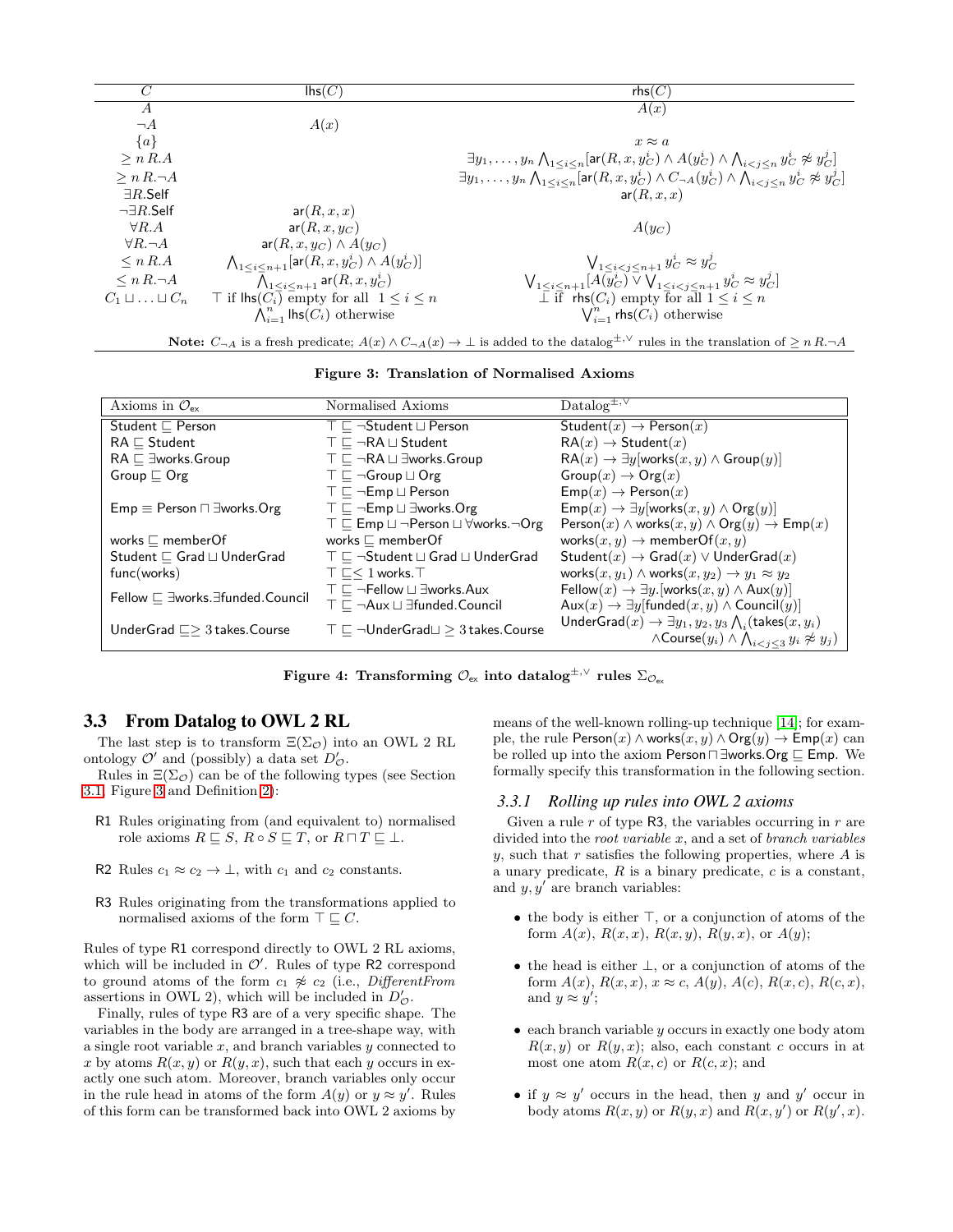| $C$ | $\mathsf{lhs}(C)$ | $\mathsf{rhs}(C)$ |
|---|---|---|
| $A$ | | $A(x)$ |
| $\neg A$ | $A(x)$ | |
| $\{a\}$ | | $x \approx a$ |
| $\geq n\, R.A$ | | $\exists y_1, \ldots, y_n \bigwedge_{1 \leq i \leq n}[\mathsf{ar}(R, x, y_C^i) \wedge A(y_C^i) \wedge \bigwedge_{i<j\leq n} y_C^i \not\approx y_C^j]$ |
| $\geq n\, R.\neg A$ | | $\exists y_1, \ldots, y_n \bigwedge_{1 \leq i \leq n}[\mathsf{ar}(R, x, y_C^i) \wedge C_{\neg A}(y_C^i) \wedge \bigwedge_{i<j\leq n} y_C^i \not\approx y_C^j]$ |
| $\exists R.\mathsf{Self}$ | | $\mathsf{ar}(R, x, x)$ |
| $\neg \exists R.\mathsf{Self}$ | $\mathsf{ar}(R, x, x)$ | |
| $\forall R.A$ | $\mathsf{ar}(R, x, y_C)$ | $A(y_C)$ |
| $\forall R.\neg A$ | $\mathsf{ar}(R, x, y_C) \wedge A(y_C)$ | |
| $\leq n\, R.A$ | $\bigwedge_{1 \leq i \leq n+1}[\mathsf{ar}(R, x, y_C^i) \wedge A(y_C^i)]$ | $\bigvee_{1 \leq i<j \leq n+1} y_C^i \approx y_C^j$ |
| $\leq n\, R.\neg A$ | $\bigwedge_{1 \leq i \leq n+1} \mathsf{ar}(R, x, y_C^i)$ | $\bigvee_{1 \leq i \leq n+1}[A(y_C^i) \vee \bigvee_{1 \leq i<j \leq n+1} y_C^i \approx y_C^j]$ |
| $C_1 \sqcup \ldots \sqcup C_n$ | $\top$ if $\mathsf{lhs}(C_i)$ empty for all $1 \leq i \leq n$; $\bigwedge_{i=1}^n \mathsf{lhs}(C_i)$ otherwise | $\bot$ if $\mathsf{rhs}(C_i)$ empty for all $1 \leq i \leq n$; $\bigvee_{i=1}^n \mathsf{rhs}(C_i)$ otherwise |

**Note:** $C_{\neg A}$ is a fresh predicate; $A(x) \wedge C_{\neg A}(x) \rightarrow \bot$ is added to the datalog$^{\pm,\vee}$ rules in the translation of $\geq n\, R.\neg A$

**Figure 3: Translation of Normalised Axioms**

| Axioms in $\mathcal{O}_{\mathsf{ex}}$ | Normalised Axioms | Datalog$^{\pm,\vee}$ |
|---|---|---|
| $\mathsf{Student} \sqsubseteq \mathsf{Person}$ | $\top \sqsubseteq \neg\mathsf{Student} \sqcup \mathsf{Person}$ | $\mathsf{Student}(x) \rightarrow \mathsf{Person}(x)$ |
| $\mathsf{RA} \sqsubseteq \mathsf{Student}$ | $\top \sqsubseteq \neg\mathsf{RA} \sqcup \mathsf{Student}$ | $\mathsf{RA}(x) \rightarrow \mathsf{Student}(x)$ |
| $\mathsf{RA} \sqsubseteq \exists\mathsf{works.Group}$ | $\top \sqsubseteq \neg\mathsf{RA} \sqcup \exists\mathsf{works.Group}$ | $\mathsf{RA}(x) \rightarrow \exists y[\mathsf{works}(x, y) \wedge \mathsf{Group}(y)]$ |
| $\mathsf{Group} \sqsubseteq \mathsf{Org}$ | $\top \sqsubseteq \neg\mathsf{Group} \sqcup \mathsf{Org}$ | $\mathsf{Group}(x) \rightarrow \mathsf{Org}(x)$ |
| $\mathsf{Emp} \equiv \mathsf{Person} \sqcap \exists\mathsf{works.Org}$ | $\top \sqsubseteq \neg\mathsf{Emp} \sqcup \mathsf{Person}$ | $\mathsf{Emp}(x) \rightarrow \mathsf{Person}(x)$ |
| | $\top \sqsubseteq \neg\mathsf{Emp} \sqcup \exists\mathsf{works.Org}$ | $\mathsf{Emp}(x) \rightarrow \exists y[\mathsf{works}(x, y) \wedge \mathsf{Org}(y)]$ |
| | $\top \sqsubseteq \mathsf{Emp} \sqcup \neg\mathsf{Person} \sqcup \forall\mathsf{works}.\neg\mathsf{Org}$ | $\mathsf{Person}(x) \wedge \mathsf{works}(x, y) \wedge \mathsf{Org}(y) \rightarrow \mathsf{Emp}(x)$ |
| $\mathsf{works} \sqsubseteq \mathsf{memberOf}$ | $\mathsf{works} \sqsubseteq \mathsf{memberOf}$ | $\mathsf{works}(x, y) \rightarrow \mathsf{memberOf}(x, y)$ |
| $\mathsf{Student} \sqsubseteq \mathsf{Grad} \sqcup \mathsf{UnderGrad}$ | $\top \sqsubseteq \neg\mathsf{Student} \sqcup \mathsf{Grad} \sqcup \mathsf{UnderGrad}$ | $\mathsf{Student}(x) \rightarrow \mathsf{Grad}(x) \vee \mathsf{UnderGrad}(x)$ |
| $\mathsf{func}(\mathsf{works})$ | $\top \sqsubseteq \leq 1\, \mathsf{works}.\top$ | $\mathsf{works}(x, y_1) \wedge \mathsf{works}(x, y_2) \rightarrow y_1 \approx y_2$ |
| $\mathsf{Fellow} \sqsubseteq \exists\mathsf{works}.\exists\mathsf{funded.Council}$ | $\top \sqsubseteq \neg\mathsf{Fellow} \sqcup \exists\mathsf{works.Aux}$ | $\mathsf{Fellow}(x) \rightarrow \exists y.[\mathsf{works}(x, y) \wedge \mathsf{Aux}(y)]$ |
| | $\top \sqsubseteq \neg\mathsf{Aux} \sqcup \exists\mathsf{funded.Council}$ | $\mathsf{Aux}(x) \rightarrow \exists y[\mathsf{funded}(x, y) \wedge \mathsf{Council}(y)]$ |
| $\mathsf{UnderGrad} \sqsubseteq \geq 3\, \mathsf{takes.Course}$ | $\top \sqsubseteq \neg\mathsf{UnderGrad} \sqcup \geq 3\, \mathsf{takes.Course}$ | $\mathsf{UnderGrad}(x) \rightarrow \exists y_1, y_2, y_3 \bigwedge_i (\mathsf{takes}(x, y_i) \wedge \mathsf{Course}(y_i) \wedge \bigwedge_{i<j\leq 3} y_i \not\approx y_j)$ |

**Figure 4: Transforming $\mathcal{O}_{\mathsf{ex}}$ into datalog$^{\pm,\vee}$ rules $\Sigma_{\mathcal{O}_{\mathsf{ex}}}$**

## 3.3 From Datalog to OWL 2 RL

The last step is to transform $\Xi(\Sigma_{\mathcal{O}})$ into an OWL 2 RL ontology $\mathcal{O}'$ and (possibly) a data set $D'_{\mathcal{O}}$.

Rules in $\Xi(\Sigma_{\mathcal{O}})$ can be of the following types (see Section 3.1, Figure 3 and Definition 2):

- R1 Rules originating from (and equivalent to) normalised role axioms $R \sqsubseteq S$, $R \circ S \sqsubseteq T$, or $R \sqcap T \sqsubseteq \bot$.
- R2 Rules $c_1 \approx c_2 \rightarrow \bot$, with $c_1$ and $c_2$ constants.
- R3 Rules originating from the transformations applied to normalised axioms of the form $\top \sqsubseteq C$.

Rules of type R1 correspond directly to OWL 2 RL axioms, which will be included in $\mathcal{O}'$. Rules of type R2 correspond to ground atoms of the form $c_1 \not\approx c_2$ (i.e., *DifferentFrom* assertions in OWL 2), which will be included in $D'_{\mathcal{O}}$.

Finally, rules of type R3 are of a very specific shape. The variables in the body are arranged in a tree-shape way, with a single root variable $x$, and branch variables $y$ connected to $x$ by atoms $R(x, y)$ or $R(y, x)$, such that each $y$ occurs in exactly one such atom. Moreover, branch variables only occur in the rule head in atoms of the form $A(y)$ or $y \approx y'$. Rules of this form can be transformed back into OWL 2 axioms by means of the well-known rolling-up technique [14]; for example, the rule $\mathsf{Person}(x) \wedge \mathsf{works}(x, y) \wedge \mathsf{Org}(y) \rightarrow \mathsf{Emp}(x)$ can be rolled up into the axiom $\mathsf{Person} \sqcap \exists\mathsf{works.Org} \sqsubseteq \mathsf{Emp}$. We formally specify this transformation in the following section.

### 3.3.1 Rolling up rules into OWL 2 axioms

Given a rule $r$ of type R3, the variables occurring in $r$ are divided into the *root variable* $x$, and a set of *branch variables* $y$, such that $r$ satisfies the following properties, where $A$ is a unary predicate, $R$ is a binary predicate, $c$ is a constant, and $y, y'$ are branch variables:

- the body is either $\top$, or a conjunction of atoms of the form $A(x)$, $R(x, x)$, $R(x, y)$, $R(y, x)$, or $A(y)$;
- the head is either $\bot$, or a conjunction of atoms of the form $A(x)$, $R(x, x)$, $x \approx c$, $A(y)$, $A(c)$, $R(x, c)$, $R(c, x)$, and $y \approx y'$;
- each branch variable $y$ occurs in exactly one body atom $R(x, y)$ or $R(y, x)$; also, each constant $c$ occurs in at most one atom $R(x, c)$ or $R(c, x)$; and
- if $y \approx y'$ occurs in the head, then $y$ and $y'$ occur in body atoms $R(x, y)$ or $R(y, x)$ and $R(x, y')$ or $R(y', x)$.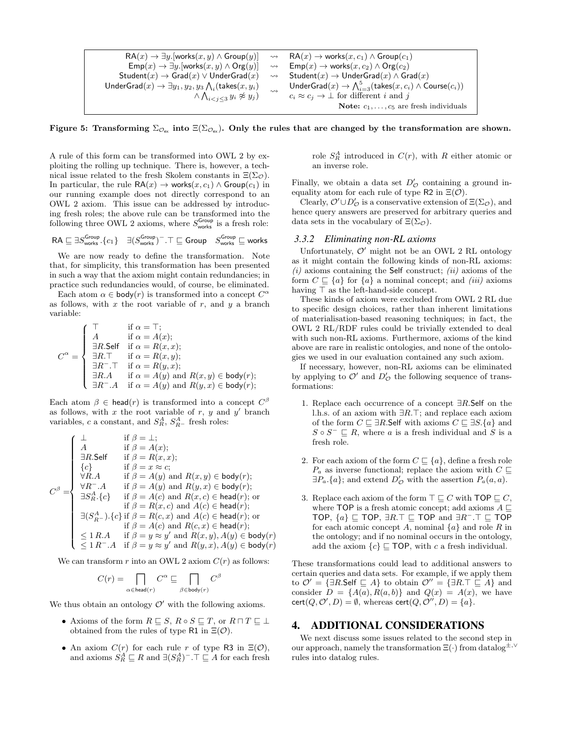| | | |
|---|---|---|
| $\mathsf{RA}(x) \rightarrow \exists y.[\mathsf{works}(x,y) \wedge \mathsf{Group}(y)]$ | $\rightsquigarrow$ | $\mathsf{RA}(x) \rightarrow \mathsf{works}(x,c_1) \wedge \mathsf{Group}(c_1)$ |
| $\mathsf{Emp}(x) \rightarrow \exists y.[\mathsf{works}(x,y) \wedge \mathsf{Org}(y)]$ | $\rightsquigarrow$ | $\mathsf{Emp}(x) \rightarrow \mathsf{works}(x,c_2) \wedge \mathsf{Org}(c_2)$ |
| $\mathsf{Student}(x) \rightarrow \mathsf{Grad}(x) \vee \mathsf{UnderGrad}(x)$ | $\rightsquigarrow$ | $\mathsf{Student}(x) \rightarrow \mathsf{UnderGrad}(x) \wedge \mathsf{Grad}(x)$ |
| $\mathsf{UnderGrad}(x) \rightarrow \exists y_1,y_2,y_3 \bigwedge_i (\mathsf{takes}(x,y_i) \wedge \bigwedge_{i<j\leq 3} y_i \not\approx y_j)$ | $\rightsquigarrow$ | $\mathsf{UnderGrad}(x) \rightarrow \bigwedge_{i=3}^{5}(\mathsf{takes}(x,c_i) \wedge \mathsf{Course}(c_i))$; $c_i \approx c_j \rightarrow \bot$ for different $i$ and $j$ |

**Note:** $c_1,\ldots,c_5$ are fresh individuals

**Figure 5: Transforming $\Sigma_{\mathcal{O}_{ex}}$ into $\Xi(\Sigma_{\mathcal{O}_{ex}})$. Only the rules that are changed by the transformation are shown.**

A rule of this form can be transformed into OWL 2 by exploiting the rolling up technique. There is, however, a technical issue related to the fresh Skolem constants in $\Xi(\Sigma_{\mathcal{O}})$. In particular, the rule $\mathsf{RA}(x) \rightarrow \mathsf{works}(x,c_1) \wedge \mathsf{Group}(c_1)$ in our running example does not directly correspond to an OWL 2 axiom. This issue can be addressed by introducing fresh roles; the above rule can be transformed into the following three OWL 2 axioms, where $S^{\mathsf{Group}}_{\mathsf{works}}$ is a fresh role:

$$\mathsf{RA} \sqsubseteq \exists S^{\mathsf{Group}}_{\mathsf{works}}.\{c_1\} \quad \exists (S^{\mathsf{Group}}_{\mathsf{works}})^{-}.\top \sqsubseteq \mathsf{Group} \quad S^{\mathsf{Group}}_{\mathsf{works}} \sqsubseteq \mathsf{works}$$

We are now ready to define the transformation. Note that, for simplicity, this transformation has been presented in such a way that the axiom might contain redundancies; in practice such redundancies would, of course, be eliminated.

Each atom $\alpha \in \mathsf{body}(r)$ is transformed into a concept $C^\alpha$ as follows, with $x$ the root variable of $r$, and $y$ a branch variable:

$$C^\alpha = \begin{cases} \top & \text{if } \alpha = \top; \\ A & \text{if } \alpha = A(x); \\ \exists R.\mathsf{Self} & \text{if } \alpha = R(x,x); \\ \exists R.\top & \text{if } \alpha = R(x,y); \\ \exists R^{-}.\top & \text{if } \alpha = R(y,x); \\ \exists R.A & \text{if } \alpha = A(y) \text{ and } R(x,y) \in \mathsf{body}(r); \\ \exists R^{-}.A & \text{if } \alpha = A(y) \text{ and } R(y,x) \in \mathsf{body}(r); \end{cases}$$

Each atom $\beta \in \mathsf{head}(r)$ is transformed into a concept $C^\beta$ as follows, with $x$ the root variable of $r$, $y$ and $y'$ branch variables, $c$ a constant, and $S^A_R$, $S^A_{R^-}$ fresh roles:

$$C^\beta = \begin{cases} \bot & \text{if } \beta = \bot; \\ A & \text{if } \beta = A(x); \\ \exists R.\mathsf{Self} & \text{if } \beta = R(x,x); \\ \{c\} & \text{if } \beta = x \approx c; \\ \forall R.A & \text{if } \beta = A(y) \text{ and } R(x,y) \in \mathsf{body}(r); \\ \forall R^{-}.A & \text{if } \beta = A(y) \text{ and } R(y,x) \in \mathsf{body}(r); \\ \exists S^A_R.\{c\} & \text{if } \beta = A(c) \text{ and } R(x,c) \in \mathsf{head}(r); \text{ or} \\ & \text{if } \beta = R(x,c) \text{ and } A(c) \in \mathsf{head}(r); \\ \exists (S^A_{R^-}).\{c\} & \text{if } \beta = R(c,x) \text{ and } A(c) \in \mathsf{head}(r); \text{ or} \\ & \text{if } \beta = A(c) \text{ and } R(c,x) \in \mathsf{head}(r); \\ \leq 1\, R.A & \text{if } \beta = y \approx y' \text{ and } R(x,y), A(y) \in \mathsf{body}(r) \\ \leq 1\, R^{-}.A & \text{if } \beta = y \approx y' \text{ and } R(y,x), A(y) \in \mathsf{body}(r) \end{cases}$$

We can transform $r$ into an OWL 2 axiom $C(r)$ as follows:

$$C(r) = \bigsqcap_{\alpha \in \mathsf{head}(r)} C^\alpha \sqsubseteq \bigsqcap_{\beta \in \mathsf{body}(r)} C^\beta$$

We thus obtain an ontology $\mathcal{O}'$ with the following axioms.

- Axioms of the form $R \sqsubseteq S$, $R \circ S \sqsubseteq T$, or $R \sqcap T \sqsubseteq \bot$ obtained from the rules of type R1 in $\Xi(\mathcal{O})$.
- An axiom $C(r)$ for each rule $r$ of type R3 in $\Xi(\mathcal{O})$, and axioms $S^A_R \sqsubseteq R$ and $\exists (S^A_R)^{-}.\top \sqsubseteq A$ for each fresh role $S^A_R$ introduced in $C(r)$, with $R$ either atomic or an inverse role.

Finally, we obtain a data set $D'_{\mathcal{O}}$ containing a ground inequality atom for each rule of type R2 in $\Xi(\mathcal{O})$.

Clearly, $\mathcal{O}' \cup D'_{\mathcal{O}}$ is a conservative extension of $\Xi(\Sigma_{\mathcal{O}})$, and hence query answers are preserved for arbitrary queries and data sets in the vocabulary of $\Xi(\Sigma_{\mathcal{O}})$.

### 3.3.2 Eliminating non-RL axioms

Unfortunately, $\mathcal{O}'$ might not be an OWL 2 RL ontology as it might contain the following kinds of non-RL axioms: *(i)* axioms containing the $\mathsf{Self}$ construct; *(ii)* axioms of the form $C \sqsubseteq \{a\}$ for $\{a\}$ a nominal concept; and *(iii)* axioms having $\top$ as the left-hand-side concept.

These kinds of axiom were excluded from OWL 2 RL due to specific design choices, rather than inherent limitations of materialisation-based reasoning techniques; in fact, the OWL 2 RL/RDF rules could be trivially extended to deal with such non-RL axioms. Furthermore, axioms of the kind above are rare in realistic ontologies, and none of the ontologies we used in our evaluation contained any such axiom.

If necessary, however, non-RL axioms can be eliminated by applying to $\mathcal{O}'$ and $D'_{\mathcal{O}}$ the following sequence of transformations:

1. Replace each occurrence of a concept $\exists R.\mathsf{Self}$ on the l.h.s. of an axiom with $\exists R.\top$; and replace each axiom of the form $C \sqsubseteq \exists R.\mathsf{Self}$ with axioms $C \sqsubseteq \exists S.\{a\}$ and $S \circ S^{-} \sqsubseteq R$, where $a$ is a fresh individual and $S$ is a fresh role.
2. For each axiom of the form $C \sqsubseteq \{a\}$, define a fresh role $P_a$ as inverse functional; replace the axiom with $C \sqsubseteq \exists P_a.\{a\}$; and extend $D'_{\mathcal{O}}$ with the assertion $P_a(a,a)$.
3. Replace each axiom of the form $\top \sqsubseteq C$ with $\mathsf{TOP} \sqsubseteq C$, where $\mathsf{TOP}$ is a fresh atomic concept; add axioms $A \sqsubseteq \mathsf{TOP}$, $\{a\} \sqsubseteq \mathsf{TOP}$, $\exists R.\top \sqsubseteq \mathsf{TOP}$ and $\exists R^{-}.\top \sqsubseteq \mathsf{TOP}$ for each atomic concept $A$, nominal $\{a\}$ and role $R$ in the ontology; and if no nominal occurs in the ontology, add the axiom $\{c\} \sqsubseteq \mathsf{TOP}$, with $c$ a fresh individual.

These transformations could lead to additional answers to certain queries and data sets. For example, if we apply them to $\mathcal{O}' = \{\exists R.\mathsf{Self} \sqsubseteq A\}$ to obtain $\mathcal{O}'' = \{\exists R.\top \sqsubseteq A\}$ and consider $D = \{A(a), R(a,b)\}$ and $Q(x) = A(x)$, we have $\mathsf{cert}(Q, \mathcal{O}', D) = \emptyset$, whereas $\mathsf{cert}(Q, \mathcal{O}'', D) = \{a\}$.

## 4. ADDITIONAL CONSIDERATIONS

We next discuss some issues related to the second step in our approach, namely the transformation $\Xi(\cdot)$ from datalog$^{\pm,\vee}$ rules into datalog rules.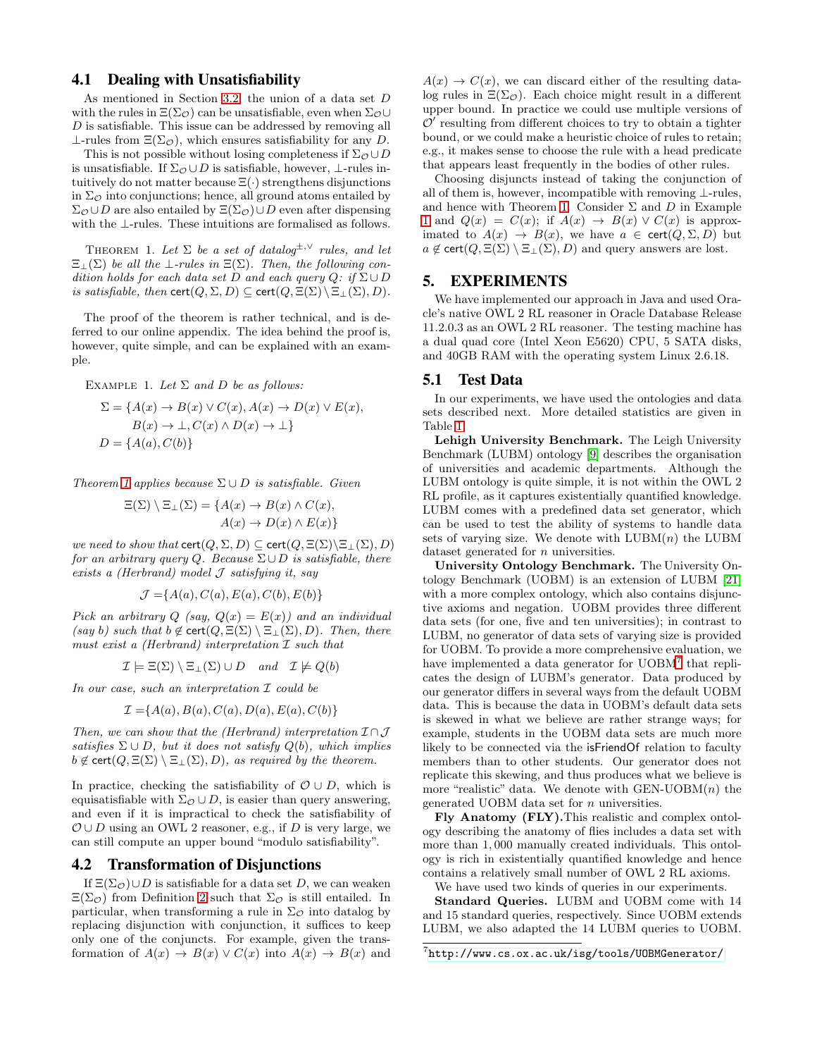## 4.1 Dealing with Unsatisfiability

As mentioned in Section 3.2, the union of a data set $D$ with the rules in $\Xi(\Sigma_{\mathcal{O}})$ can be unsatisfiable, even when $\Sigma_{\mathcal{O}} \cup D$ is satisfiable. This issue can be addressed by removing all $\bot$-rules from $\Xi(\Sigma_{\mathcal{O}})$, which ensures satisfiability for any $D$.

This is not possible without losing completeness if $\Sigma_{\mathcal{O}} \cup D$ is unsatisfiable. If $\Sigma_{\mathcal{O}} \cup D$ is satisfiable, however, $\bot$-rules intuitively do not matter because $\Xi(\cdot)$ strengthens disjunctions in $\Sigma_{\mathcal{O}}$ into conjunctions; hence, all ground atoms entailed by $\Sigma_{\mathcal{O}} \cup D$ are also entailed by $\Xi(\Sigma_{\mathcal{O}}) \cup D$ even after dispensing with the $\bot$-rules. These intuitions are formalised as follows.

Theorem 1. *Let $\Sigma$ be a set of datalog$^{\pm,\vee}$ rules, and let $\Xi_{\bot}(\Sigma)$ be all the $\bot$-rules in $\Xi(\Sigma)$. Then, the following condition holds for each data set $D$ and each query $Q$: if $\Sigma \cup D$ is satisfiable, then $\mathsf{cert}(Q, \Sigma, D) \subseteq \mathsf{cert}(Q, \Xi(\Sigma) \setminus \Xi_{\bot}(\Sigma), D)$.*

The proof of the theorem is rather technical, and is deferred to our online appendix. The idea behind the proof is, however, quite simple, and can be explained with an example.

Example 1. *Let $\Sigma$ and $D$ be as follows:*

$$\Sigma = \{A(x) \to B(x) \vee C(x), A(x) \to D(x) \vee E(x),$$
$$B(x) \to \bot, C(x) \wedge D(x) \to \bot\}$$
$$D = \{A(a), C(b)\}$$

*Theorem 1 applies because $\Sigma \cup D$ is satisfiable. Given*

$$\Xi(\Sigma) \setminus \Xi_{\bot}(\Sigma) = \{A(x) \to B(x) \wedge C(x),$$
$$A(x) \to D(x) \wedge E(x)\}$$

*we need to show that $\mathsf{cert}(Q, \Sigma, D) \subseteq \mathsf{cert}(Q, \Xi(\Sigma) \setminus \Xi_{\bot}(\Sigma), D)$ for an arbitrary query $Q$. Because $\Sigma \cup D$ is satisfiable, there exists a (Herbrand) model $\mathcal{J}$ satisfying it, say*

$$\mathcal{J} = \{A(a), C(a), E(a), C(b), E(b)\}$$

*Pick an arbitrary $Q$ (say, $Q(x) = E(x)$) and an individual (say $b$) such that $b \notin \mathsf{cert}(Q, \Xi(\Sigma) \setminus \Xi_{\bot}(\Sigma), D)$. Then, there must exist a (Herbrand) interpretation $\mathcal{I}$ such that*

$$\mathcal{I} \models \Xi(\Sigma) \setminus \Xi_{\bot}(\Sigma) \cup D \quad \text{and} \quad \mathcal{I} \not\models Q(b)$$

*In our case, such an interpretation $\mathcal{I}$ could be*

$$\mathcal{I} = \{A(a), B(a), C(a), D(a), E(a), C(b)\}$$

*Then, we can show that the (Herbrand) interpretation $\mathcal{I} \cap \mathcal{J}$ satisfies $\Sigma \cup D$, but it does not satisfy $Q(b)$, which implies $b \notin \mathsf{cert}(Q, \Xi(\Sigma) \setminus \Xi_{\bot}(\Sigma), D)$, as required by the theorem.*

In practice, checking the satisfiability of $\mathcal{O} \cup D$, which is equisatisfiable with $\Sigma_{\mathcal{O}} \cup D$, is easier than query answering, and even if it is impractical to check the satisfiability of $\mathcal{O} \cup D$ using an OWL 2 reasoner, e.g., if $D$ is very large, we can still compute an upper bound "modulo satisfiability".

## 4.2 Transformation of Disjunctions

If $\Xi(\Sigma_{\mathcal{O}}) \cup D$ is satisfiable for a data set $D$, we can weaken $\Xi(\Sigma_{\mathcal{O}})$ from Definition 2 such that $\Sigma_{\mathcal{O}}$ is still entailed. In particular, when transforming a rule in $\Sigma_{\mathcal{O}}$ into datalog by replacing disjunction with conjunction, it suffices to keep only one of the conjuncts. For example, given the transformation of $A(x) \to B(x) \vee C(x)$ into $A(x) \to B(x)$ and $A(x) \to C(x)$, we can discard either of the resulting datalog rules in $\Xi(\Sigma_{\mathcal{O}})$. Each choice might result in a different upper bound. In practice we could use multiple versions of $\mathcal{O}'$ resulting from different choices to try to obtain a tighter bound, or we could make a heuristic choice of rules to retain; e.g., it makes sense to choose the rule with a head predicate that appears least frequently in the bodies of other rules.

Choosing disjuncts instead of taking the conjunction of all of them is, however, incompatible with removing $\bot$-rules, and hence with Theorem 1. Consider $\Sigma$ and $D$ in Example 1 and $Q(x) = C(x)$; if $A(x) \to B(x) \vee C(x)$ is approximated to $A(x) \to B(x)$, we have $a \in \mathsf{cert}(Q, \Sigma, D)$ but $a \notin \mathsf{cert}(Q, \Xi(\Sigma) \setminus \Xi_{\bot}(\Sigma), D)$ and query answers are lost.

# 5. EXPERIMENTS

We have implemented our approach in Java and used Oracle's native OWL 2 RL reasoner in Oracle Database Release 11.2.0.3 as an OWL 2 RL reasoner. The testing machine has a dual quad core (Intel Xeon E5620) CPU, 5 SATA disks, and 40GB RAM with the operating system Linux 2.6.18.

## 5.1 Test Data

In our experiments, we have used the ontologies and data sets described next. More detailed statistics are given in Table 1.

**Lehigh University Benchmark.** The Leigh University Benchmark (LUBM) ontology [9] describes the organisation of universities and academic departments. Although the LUBM ontology is quite simple, it is not within the OWL 2 RL profile, as it captures existentially quantified knowledge. LUBM comes with a predefined data set generator, which can be used to test the ability of systems to handle data sets of varying size. We denote with LUBM($n$) the LUBM dataset generated for $n$ universities.

**University Ontology Benchmark.** The University Ontology Benchmark (UOBM) is an extension of LUBM [21] with a more complex ontology, which also contains disjunctive axioms and negation. UOBM provides three different data sets (for one, five and ten universities); in contrast to LUBM, no generator of data sets of varying size is provided for UOBM. To provide a more comprehensive evaluation, we have implemented a data generator for UOBM[7] that replicates the design of LUBM's generator. Data produced by our generator differs in several ways from the default UOBM data. This is because the data in UOBM's default data sets is skewed in what we believe are rather strange ways; for example, students in the UOBM data sets are much more likely to be connected via the isFriendOf relation to faculty members than to other students. Our generator does not replicate this skewing, and thus produces what we believe is more "realistic" data. We denote with GEN-UOBM($n$) the generated UOBM data set for $n$ universities.

**Fly Anatomy (FLY).** This realistic and complex ontology describing the anatomy of flies includes a data set with more than 1,000 manually created individuals. This ontology is rich in existentially quantified knowledge and hence contains a relatively small number of OWL 2 RL axioms.

We have used two kinds of queries in our experiments.

**Standard Queries.** LUBM and UOBM come with 14 and 15 standard queries, respectively. Since UOBM extends LUBM, we also adapted the 14 LUBM queries to UOBM.

[7] http://www.cs.ox.ac.uk/isg/tools/UOBMGenerator/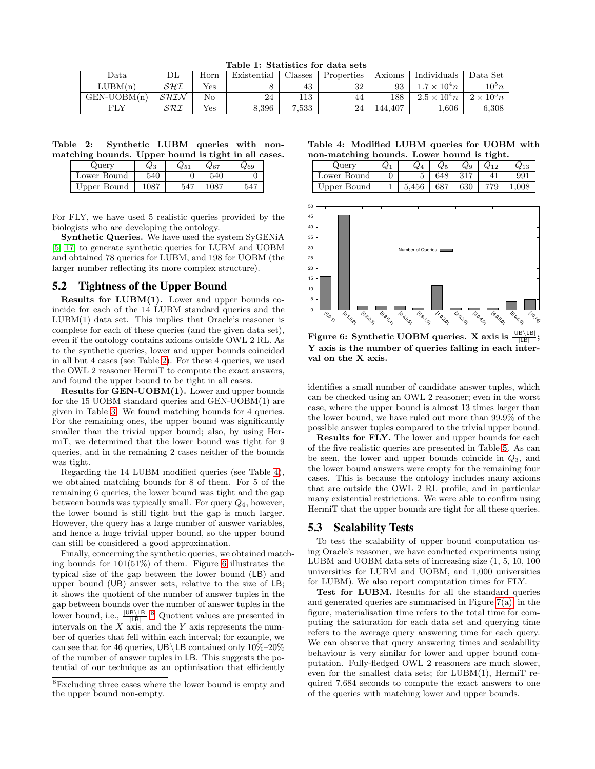**Table 1: Statistics for data sets**

| Data | DL | Horn | Existential | Classes | Properties | Axioms | Individuals | Data Set |
|---|---|---|---|---|---|---|---|---|
| LUBM(n) | $\mathcal{SHI}$ | Yes | 8 | 43 | 32 | 93 | $1.7 \times 10^4 n$ | $10^5 n$ |
| GEN-UOBM(n) | $\mathcal{SHIN}$ | No | 24 | 113 | 44 | 188 | $2.5 \times 10^4 n$ | $2 \times 10^5 n$ |
| FLY | $\mathcal{SRI}$ | Yes | 8,396 | 7,533 | 24 | 144,407 | 1,606 | 6,308 |

**Table 2: Synthetic LUBM queries with non-matching bounds. Upper bound is tight in all cases.**

| Query | $Q_3$ | $Q_{51}$ | $Q_{67}$ | $Q_{69}$ |
|---|---|---|---|---|
| Lower Bound | 540 | 0 | 540 | 0 |
| Upper Bound | 1087 | 547 | 1087 | 547 |

For FLY, we have used 5 realistic queries provided by the biologists who are developing the ontology.

**Synthetic Queries.** We have used the system SyGENiA [5, 17] to generate synthetic queries for LUBM and UOBM and obtained 78 queries for LUBM, and 198 for UOBM (the larger number reflecting its more complex structure).

## 5.2 Tightness of the Upper Bound

**Results for LUBM(1).** Lower and upper bounds coincide for each of the 14 LUBM standard queries and the LUBM(1) data set. This implies that Oracle's reasoner is complete for each of these queries (and the given data set), even if the ontology contains axioms outside OWL 2 RL. As to the synthetic queries, lower and upper bounds coincided in all but 4 cases (see Table 2). For these 4 queries, we used the OWL 2 reasoner HermiT to compute the exact answers, and found the upper bound to be tight in all cases.

**Results for GEN-UOBM(1).** Lower and upper bounds for the 15 UOBM standard queries and GEN-UOBM(1) are given in Table 3. We found matching bounds for 4 queries. For the remaining ones, the upper bound was significantly smaller than the trivial upper bound; also, by using HermiT, we determined that the lower bound was tight for 9 queries, and in the remaining 2 cases neither of the bounds was tight.

Regarding the 14 LUBM modified queries (see Table 4), we obtained matching bounds for 8 of them. For 5 of the remaining 6 queries, the lower bound was tight and the gap between bounds was typically small. For query $Q_4$, however, the lower bound is still tight but the gap is much larger. However, the query has a large number of answer variables, and hence a huge trivial upper bound, so the upper bound can still be considered a good approximation.

Finally, concerning the synthetic queries, we obtained matching bounds for 101(51%) of them. Figure 6 illustrates the typical size of the gap between the lower bound (LB) and upper bound (UB) answer sets, relative to the size of LB; it shows the quotient of the number of answer tuples in the gap between bounds over the number of answer tuples in the lower bound, i.e., $\frac{|\mathsf{UB} \setminus \mathsf{LB}|}{|\mathsf{LB}|}$.[8] Quotient values are presented in intervals on the $X$ axis, and the $Y$ axis represents the number of queries that fell within each interval; for example, we can see that for 46 queries, UB $\setminus$ LB contained only 10%–20% of the number of answer tuples in LB. This suggests the potential of our technique as an optimisation that efficiently identifies a small number of candidate answer tuples, which can be checked using an OWL 2 reasoner; even in the worst case, where the upper bound is almost 13 times larger than the lower bound, we have ruled out more than 99.9% of the possible answer tuples compared to the trivial upper bound.

[8] Excluding three cases where the lower bound is empty and the upper bound non-empty.

**Table 4: Modified LUBM queries for UOBM with non-matching bounds. Lower bound is tight.**

| Query | $Q_1$ | $Q_4$ | $Q_5$ | $Q_9$ | $Q_{12}$ | $Q_{13}$ |
|---|---|---|---|---|---|---|
| Lower Bound | 0 | 5 | 648 | 317 | 41 | 991 |
| Upper Bound | 1 | 5,456 | 687 | 630 | 779 | 1,008 |

Figure 6: Synthetic UOBM queries. X axis is $\frac{|\mathsf{UB} \setminus \mathsf{LB}|}{|\mathsf{LB}|}$; Y axis is the number of queries falling in each interval on the X axis.

**Results for FLY.** The lower and upper bounds for each of the five realistic queries are presented in Table 5. As can be seen, the lower and upper bounds coincide in $Q_3$, and the lower bound answers were empty for the remaining four cases. This is because the ontology includes many axioms that are outside the OWL 2 RL profile, and in particular many existential restrictions. We were able to confirm using HermiT that the upper bounds are tight for all these queries.

## 5.3 Scalability Tests

To test the scalability of upper bound computation using Oracle's reasoner, we have conducted experiments using LUBM and UOBM data sets of increasing size (1, 5, 10, 100 universities for LUBM and UOBM, and 1,000 universities for LUBM). We also report computation times for FLY.

**Test for LUBM.** Results for all the standard queries and generated queries are summarised in Figure 7(a). In the figure, materialisation time refers to the total time for computing the saturation for each data set and querying time refers to the average query answering time for each query. We can observe that query answering times and scalability behaviour is very similar for lower and upper bound computation. Fully-fledged OWL 2 reasoners are much slower, even for the smallest data sets; for LUBM(1), HermiT required 7,684 seconds to compute the exact answers to one of the queries with matching lower and upper bounds.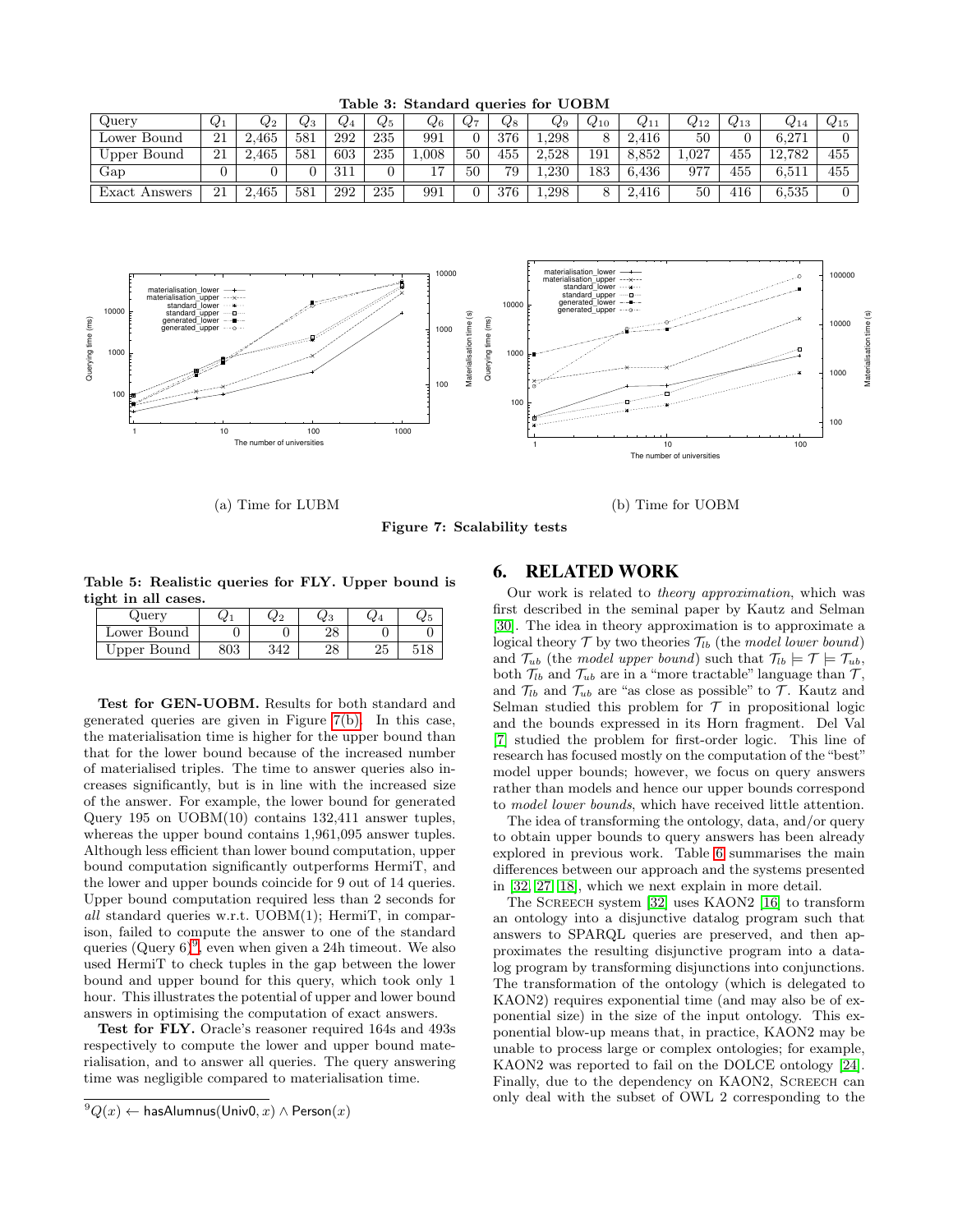**Table 3: Standard queries for UOBM**

| Query | $Q_1$ | $Q_2$ | $Q_3$ | $Q_4$ | $Q_5$ | $Q_6$ | $Q_7$ | $Q_8$ | $Q_9$ | $Q_{10}$ | $Q_{11}$ | $Q_{12}$ | $Q_{13}$ | $Q_{14}$ | $Q_{15}$ |
|---|---|---|---|---|---|---|---|---|---|---|---|---|---|---|---|
| Lower Bound | 21 | 2,465 | 581 | 292 | 235 | 991 | 0 | 376 | 1,298 | 8 | 2,416 | 50 | 0 | 6,271 | 0 |
| Upper Bound | 21 | 2,465 | 581 | 603 | 235 | 1,008 | 50 | 455 | 2,528 | 191 | 8,852 | 1,027 | 455 | 12,782 | 455 |
| Gap | 0 | 0 | 0 | 311 | 0 | 17 | 50 | 79 | 1,230 | 183 | 6,436 | 977 | 455 | 6,511 | 455 |
| Exact Answers | 21 | 2,465 | 581 | 292 | 235 | 991 | 0 | 376 | 1,298 | 8 | 2,416 | 50 | 416 | 6,535 | 0 |

(a) Time for LUBM

(b) Time for UOBM

**Figure 7: Scalability tests**

**Table 5: Realistic queries for FLY. Upper bound is tight in all cases.**

| Query | $Q_1$ | $Q_2$ | $Q_3$ | $Q_4$ | $Q_5$ |
|---|---|---|---|---|---|
| Lower Bound | 0 | 0 | 28 | 0 | 0 |
| Upper Bound | 803 | 342 | 28 | 25 | 518 |

**Test for GEN-UOBM.** Results for both standard and generated queries are given in Figure 7(b). In this case, the materialisation time is higher for the upper bound than that for the lower bound because of the increased number of materialised triples. The time to answer queries also increases significantly, but is in line with the increased size of the answer. For example, the lower bound for generated Query 195 on UOBM(10) contains 132,411 answer tuples, whereas the upper bound contains 1,961,095 answer tuples. Although less efficient than lower bound computation, upper bound computation significantly outperforms HermiT, and the lower and upper bounds coincide for 9 out of 14 queries. Upper bound computation required less than 2 seconds for *all* standard queries w.r.t. UOBM(1); HermiT, in comparison, failed to compute the answer to one of the standard queries (Query 6)[9], even when given a 24h timeout. We also used HermiT to check tuples in the gap between the lower bound and upper bound for this query, which took only 1 hour. This illustrates the potential of upper and lower bound answers in optimising the computation of exact answers.

**Test for FLY.** Oracle's reasoner required 164s and 493s respectively to compute the lower and upper bound materialisation, and to answer all queries. The query answering time was negligible compared to materialisation time.

[9] $Q(x) \leftarrow \mathsf{hasAlumnus}(\mathsf{Univ0}, x) \wedge \mathsf{Person}(x)$

## 6. RELATED WORK

Our work is related to *theory approximation*, which was first described in the seminal paper by Kautz and Selman [30]. The idea in theory approximation is to approximate a logical theory $\mathcal{T}$ by two theories $\mathcal{T}_{lb}$ (the *model lower bound*) and $\mathcal{T}_{ub}$ (the *model upper bound*) such that $\mathcal{T}_{lb} \models \mathcal{T} \models \mathcal{T}_{ub}$, both $\mathcal{T}_{lb}$ and $\mathcal{T}_{ub}$ are in a "more tractable" language than $\mathcal{T}$, and $\mathcal{T}_{lb}$ and $\mathcal{T}_{ub}$ are "as close as possible" to $\mathcal{T}$. Kautz and Selman studied this problem for $\mathcal{T}$ in propositional logic and the bounds expressed in its Horn fragment. Del Val [7] studied the problem for first-order logic. This line of research has focused mostly on the computation of the "best" model upper bounds; however, we focus on query answers rather than models and hence our upper bounds correspond to *model lower bounds*, which have received little attention.

The idea of transforming the ontology, data, and/or query to obtain upper bounds to query answers has been already explored in previous work. Table 6 summarises the main differences between our approach and the systems presented in [32, 27, 18], which we next explain in more detail.

The SCREECH system [32] uses KAON2 [16] to transform an ontology into a disjunctive datalog program such that answers to SPARQL queries are preserved, and then approximates the resulting disjunctive program into a datalog program by transforming disjunctions into conjunctions. The transformation of the ontology (which is delegated to KAON2) requires exponential time (and may also be of exponential size) in the size of the input ontology. This exponential blow-up means that, in practice, KAON2 may be unable to process large or complex ontologies; for example, KAON2 was reported to fail on the DOLCE ontology [24]. Finally, due to the dependency on KAON2, SCREECH can only deal with the subset of OWL 2 corresponding to the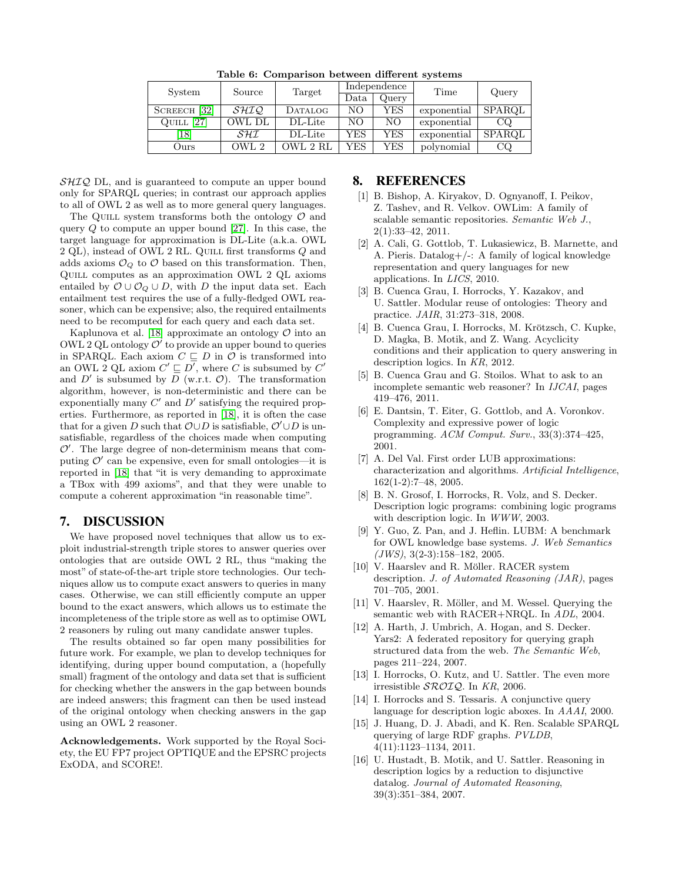**Table 6: Comparison between different systems**

| System | Source | Target | Independence | | Time | Query |
|---|---|---|---|---|---|---|
| | | | Data | Query | | |
| SCREECH [32] | $\mathcal{SHIQ}$ | DATALOG | NO | YES | exponential | SPARQL |
| QUILL [27] | OWL DL | DL-Lite | NO | NO | exponential | CQ |
| [18] | $\mathcal{SHI}$ | DL-Lite | YES | YES | exponential | SPARQL |
| Ours | OWL 2 | OWL 2 RL | YES | YES | polynomial | CQ |

$\mathcal{SHIQ}$ DL, and is guaranteed to compute an upper bound only for SPARQL queries; in contrast our approach applies to all of OWL 2 as well as to more general query languages.

The QUILL system transforms both the ontology $\mathcal{O}$ and query $Q$ to compute an upper bound [27]. In this case, the target language for approximation is DL-Lite (a.k.a. OWL 2 QL), instead of OWL 2 RL. QUILL first transforms $Q$ and adds axioms $\mathcal{O}_Q$ to $\mathcal{O}$ based on this transformation. Then, QUILL computes as an approximation OWL 2 QL axioms entailed by $\mathcal{O} \cup \mathcal{O}_Q \cup D$, with $D$ the input data set. Each entailment test requires the use of a fully-fledged OWL reasoner, which can be expensive; also, the required entailments need to be recomputed for each query and each data set.

Kaplunova et al. [18] approximate an ontology $\mathcal{O}$ into an OWL 2 QL ontology $\mathcal{O}'$ to provide an upper bound to queries in SPARQL. Each axiom $C \sqsubseteq D$ in $\mathcal{O}$ is transformed into an OWL 2 QL axiom $C' \sqsubseteq D'$, where $C$ is subsumed by $C'$ and $D'$ is subsumed by $D$ (w.r.t. $\mathcal{O}$). The transformation algorithm, however, is non-deterministic and there can be exponentially many $C'$ and $D'$ satisfying the required properties. Furthermore, as reported in [18], it is often the case that for a given $D$ such that $\mathcal{O} \cup D$ is satisfiable, $\mathcal{O}' \cup D$ is unsatisfiable, regardless of the choices made when computing $\mathcal{O}'$. The large degree of non-determinism means that computing $\mathcal{O}'$ can be expensive, even for small ontologies—it is reported in [18] that "it is very demanding to approximate a TBox with 499 axioms", and that they were unable to compute a coherent approximation "in reasonable time".

## 7. DISCUSSION

We have proposed novel techniques that allow us to exploit industrial-strength triple stores to answer queries over ontologies that are outside OWL 2 RL, thus "making the most" of state-of-the-art triple store technologies. Our techniques allow us to compute exact answers to queries in many cases. Otherwise, we can still efficiently compute an upper bound to the exact answers, which allows us to estimate the incompleteness of the triple store as well as to optimise OWL 2 reasoners by ruling out many candidate answer tuples.

The results obtained so far open many possibilities for future work. For example, we plan to develop techniques for identifying, during upper bound computation, a (hopefully small) fragment of the ontology and data set that is sufficient for checking whether the answers in the gap between bounds are indeed answers; this fragment can then be used instead of the original ontology when checking answers in the gap using an OWL 2 reasoner.

**Acknowledgements.** Work supported by the Royal Society, the EU FP7 project OPTIQUE and the EPSRC projects ExODA, and SCORE!.

## 8. REFERENCES

[1] B. Bishop, A. Kiryakov, D. Ognyanoff, I. Peikov, Z. Tashev, and R. Velkov. OWLim: A family of scalable semantic repositories. *Semantic Web J.*, 2(1):33–42, 2011.

[2] A. Cali, G. Gottlob, T. Lukasiewicz, B. Marnette, and A. Pieris. Datalog+/-: A family of logical knowledge representation and query languages for new applications. In *LICS*, 2010.

[3] B. Cuenca Grau, I. Horrocks, Y. Kazakov, and U. Sattler. Modular reuse of ontologies: Theory and practice. *JAIR*, 31:273–318, 2008.

[4] B. Cuenca Grau, I. Horrocks, M. Krötzsch, C. Kupke, D. Magka, B. Motik, and Z. Wang. Acyclicity conditions and their application to query answering in description logics. In *KR*, 2012.

[5] B. Cuenca Grau and G. Stoilos. What to ask to an incomplete semantic web reasoner? In *IJCAI*, pages 419–476, 2011.

[6] E. Dantsin, T. Eiter, G. Gottlob, and A. Voronkov. Complexity and expressive power of logic programming. *ACM Comput. Surv.*, 33(3):374–425, 2001.

[7] A. Del Val. First order LUB approximations: characterization and algorithms. *Artificial Intelligence*, 162(1-2):7–48, 2005.

[8] B. N. Grosof, I. Horrocks, R. Volz, and S. Decker. Description logic programs: combining logic programs with description logic. In *WWW*, 2003.

[9] Y. Guo, Z. Pan, and J. Heflin. LUBM: A benchmark for OWL knowledge base systems. *J. Web Semantics (JWS)*, 3(2-3):158–182, 2005.

[10] V. Haarslev and R. Möller. RACER system description. *J. of Automated Reasoning (JAR)*, pages 701–705, 2001.

[11] V. Haarslev, R. Möller, and M. Wessel. Querying the semantic web with RACER+NRQL. In *ADL*, 2004.

[12] A. Harth, J. Umbrich, A. Hogan, and S. Decker. Yars2: A federated repository for querying graph structured data from the web. *The Semantic Web*, pages 211–224, 2007.

[13] I. Horrocks, O. Kutz, and U. Sattler. The even more irresistible $\mathcal{SROIQ}$. In *KR*, 2006.

[14] I. Horrocks and S. Tessaris. A conjunctive query language for description logic aboxes. In *AAAI*, 2000.

[15] J. Huang, D. J. Abadi, and K. Ren. Scalable SPARQL querying of large RDF graphs. *PVLDB*, 4(11):1123–1134, 2011.

[16] U. Hustadt, B. Motik, and U. Sattler. Reasoning in description logics by a reduction to disjunctive datalog. *Journal of Automated Reasoning*, 39(3):351–384, 2007.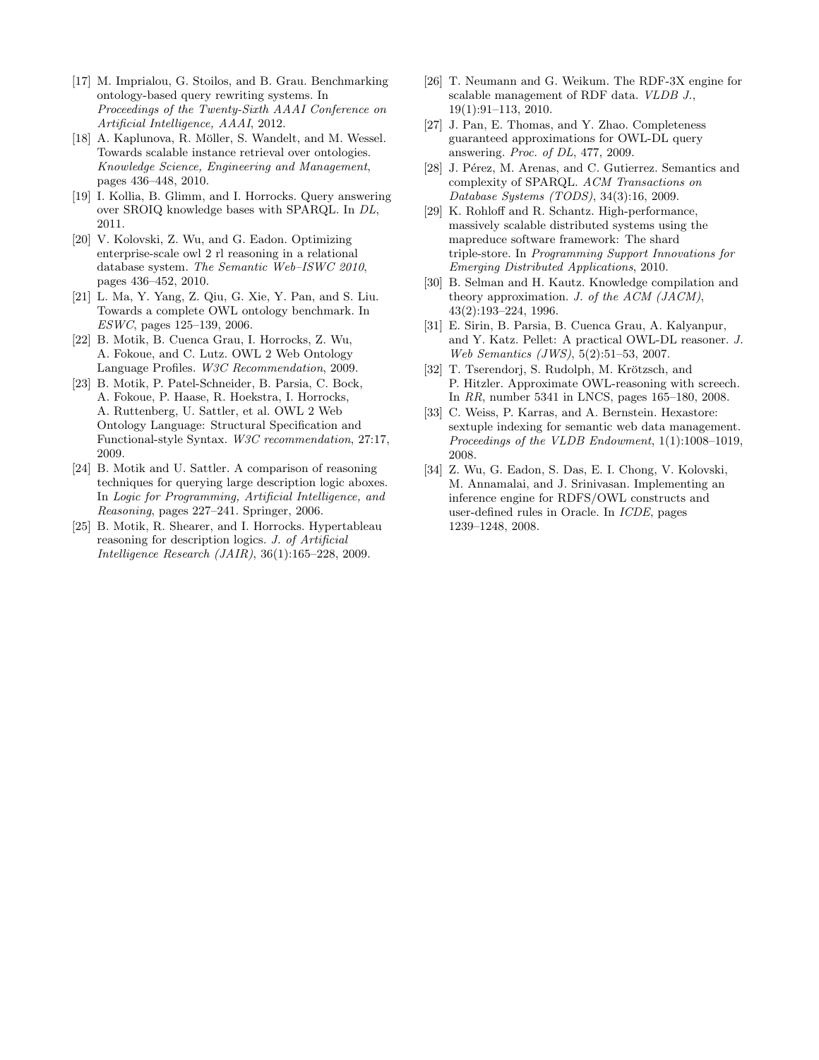[17] M. Imprialou, G. Stoilos, and B. Grau. Benchmarking ontology-based query rewriting systems. In *Proceedings of the Twenty-Sixth AAAI Conference on Artificial Intelligence, AAAI*, 2012.

[18] A. Kaplunova, R. Möller, S. Wandelt, and M. Wessel. Towards scalable instance retrieval over ontologies. *Knowledge Science, Engineering and Management*, pages 436–448, 2010.

[19] I. Kollia, B. Glimm, and I. Horrocks. Query answering over SROIQ knowledge bases with SPARQL. In *DL*, 2011.

[20] V. Kolovski, Z. Wu, and G. Eadon. Optimizing enterprise-scale owl 2 rl reasoning in a relational database system. *The Semantic Web–ISWC 2010*, pages 436–452, 2010.

[21] L. Ma, Y. Yang, Z. Qiu, G. Xie, Y. Pan, and S. Liu. Towards a complete OWL ontology benchmark. In *ESWC*, pages 125–139, 2006.

[22] B. Motik, B. Cuenca Grau, I. Horrocks, Z. Wu, A. Fokoue, and C. Lutz. OWL 2 Web Ontology Language Profiles. *W3C Recommendation*, 2009.

[23] B. Motik, P. Patel-Schneider, B. Parsia, C. Bock, A. Fokoue, P. Haase, R. Hoekstra, I. Horrocks, A. Ruttenberg, U. Sattler, et al. OWL 2 Web Ontology Language: Structural Specification and Functional-style Syntax. *W3C recommendation*, 27:17, 2009.

[24] B. Motik and U. Sattler. A comparison of reasoning techniques for querying large description logic aboxes. In *Logic for Programming, Artificial Intelligence, and Reasoning*, pages 227–241. Springer, 2006.

[25] B. Motik, R. Shearer, and I. Horrocks. Hypertableau reasoning for description logics. *J. of Artificial Intelligence Research (JAIR)*, 36(1):165–228, 2009.

[26] T. Neumann and G. Weikum. The RDF-3X engine for scalable management of RDF data. *VLDB J.*, 19(1):91–113, 2010.

[27] J. Pan, E. Thomas, and Y. Zhao. Completeness guaranteed approximations for OWL-DL query answering. *Proc. of DL*, 477, 2009.

[28] J. Pérez, M. Arenas, and C. Gutierrez. Semantics and complexity of SPARQL. *ACM Transactions on Database Systems (TODS)*, 34(3):16, 2009.

[29] K. Rohloff and R. Schantz. High-performance, massively scalable distributed systems using the mapreduce software framework: The shard triple-store. In *Programming Support Innovations for Emerging Distributed Applications*, 2010.

[30] B. Selman and H. Kautz. Knowledge compilation and theory approximation. *J. of the ACM (JACM)*, 43(2):193–224, 1996.

[31] E. Sirin, B. Parsia, B. Cuenca Grau, A. Kalyanpur, and Y. Katz. Pellet: A practical OWL-DL reasoner. *J. Web Semantics (JWS)*, 5(2):51–53, 2007.

[32] T. Tserendorj, S. Rudolph, M. Krötzsch, and P. Hitzler. Approximate OWL-reasoning with screech. In *RR*, number 5341 in LNCS, pages 165–180, 2008.

[33] C. Weiss, P. Karras, and A. Bernstein. Hexastore: sextuple indexing for semantic web data management. *Proceedings of the VLDB Endowment*, 1(1):1008–1019, 2008.

[34] Z. Wu, G. Eadon, S. Das, E. I. Chong, V. Kolovski, M. Annamalai, and J. Srinivasan. Implementing an inference engine for RDFS/OWL constructs and user-defined rules in Oracle. In *ICDE*, pages 1239–1248, 2008.